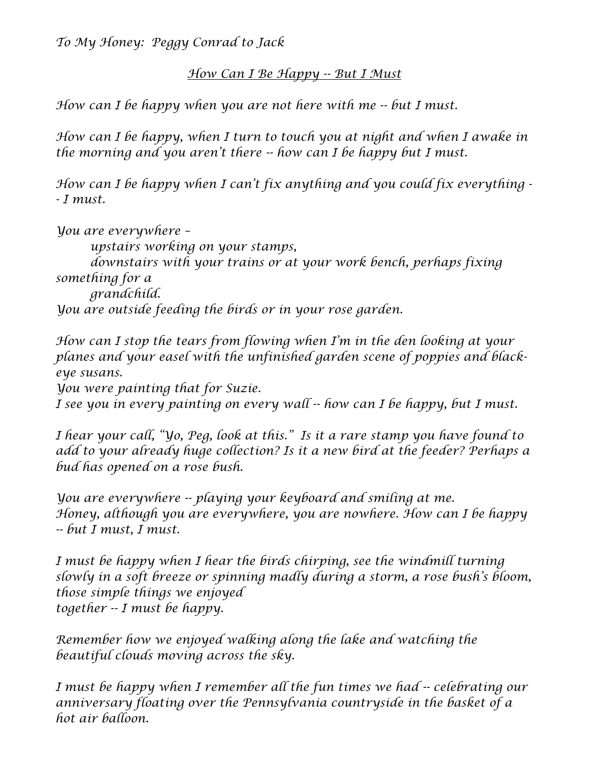*To My Honey: Peggy Conrad to Jack*

## *How Can I Be Happy -- But I Must*

*How can I be happy when you are not here with me -- but I must.*

*How can I be happy, when I turn to touch you at night and when I awake in the morning and you aren't there -- how can I be happy but I must.*

*How can I be happy when I can't fix anything and you could fix everything -- I must.*

*You are everywhere –*
*upstairs working on your stamps,*
*downstairs with your trains or at your work bench, perhaps fixing something for a grandchild.*
*You are outside feeding the birds or in your rose garden.*

*How can I stop the tears from flowing when I'm in the den looking at your planes and your easel with the unfinished garden scene of poppies and black-eye susans.*
*You were painting that for Suzie.*
*I see you in every painting on every wall -- how can I be happy, but I must.*

*I hear your call, "Yo, Peg, look at this." Is it a rare stamp you have found to add to your already huge collection? Is it a new bird at the feeder? Perhaps a bud has opened on a rose bush.*

*You are everywhere -- playing your keyboard and smiling at me.*
*Honey, although you are everywhere, you are nowhere. How can I be happy -- but I must, I must.*

*I must be happy when I hear the birds chirping, see the windmill turning slowly in a soft breeze or spinning madly during a storm, a rose bush's bloom, those simple things we enjoyed together -- I must be happy.*

*Remember how we enjoyed walking along the lake and watching the beautiful clouds moving across the sky.*

*I must be happy when I remember all the fun times we had -- celebrating our anniversary floating over the Pennsylvania countryside in the basket of a hot air balloon.*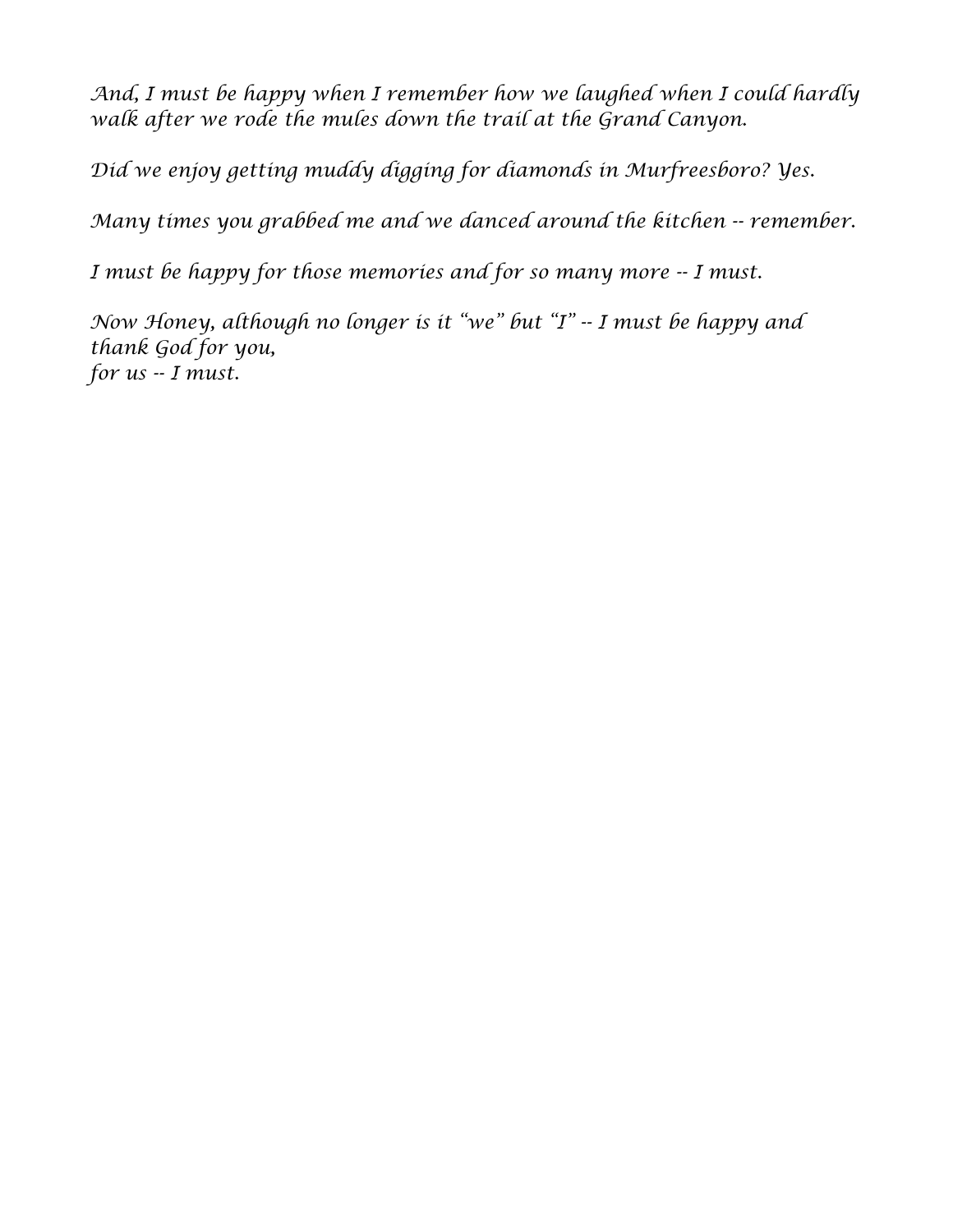*And, I must be happy when I remember how we laughed when I could hardly walk after we rode the mules down the trail at the Grand Canyon.*

*Did we enjoy getting muddy digging for diamonds in Murfreesboro? Yes.*

*Many times you grabbed me and we danced around the kitchen -- remember.*

*I must be happy for those memories and for so many more -- I must.*

*Now Honey, although no longer is it "we" but "I" -- I must be happy and thank God for you,*
*for us -- I must.*